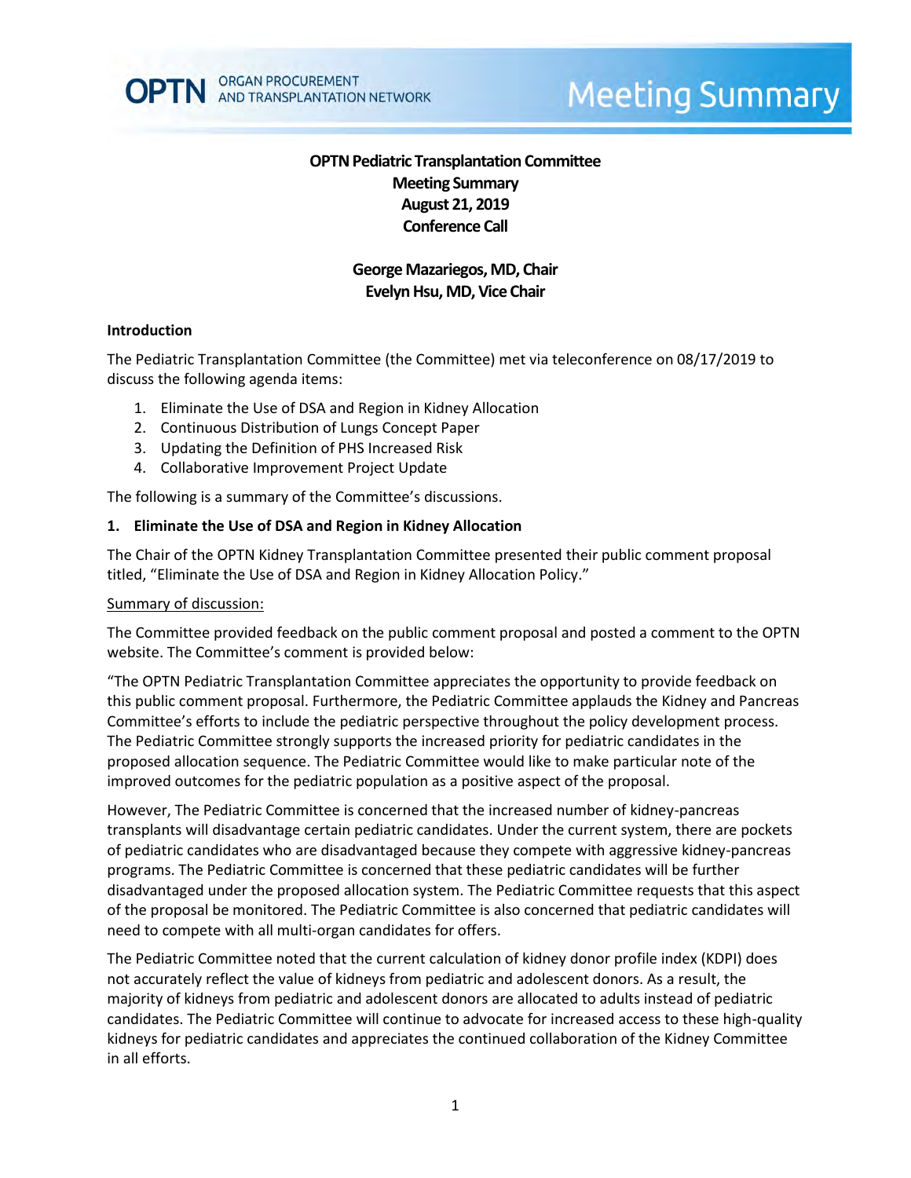# OPTN Pediatric Transplantation Committee
# Meeting Summary
# August 21, 2019
# Conference Call

**George Mazariegos, MD, Chair**
**Evelyn Hsu, MD, Vice Chair**

### Introduction

The Pediatric Transplantation Committee (the Committee) met via teleconference on 08/17/2019 to discuss the following agenda items:

1. Eliminate the Use of DSA and Region in Kidney Allocation
2. Continuous Distribution of Lungs Concept Paper
3. Updating the Definition of PHS Increased Risk
4. Collaborative Improvement Project Update

The following is a summary of the Committee's discussions.

### 1. Eliminate the Use of DSA and Region in Kidney Allocation

The Chair of the OPTN Kidney Transplantation Committee presented their public comment proposal titled, "Eliminate the Use of DSA and Region in Kidney Allocation Policy."

Summary of discussion:

The Committee provided feedback on the public comment proposal and posted a comment to the OPTN website. The Committee's comment is provided below:

"The OPTN Pediatric Transplantation Committee appreciates the opportunity to provide feedback on this public comment proposal. Furthermore, the Pediatric Committee applauds the Kidney and Pancreas Committee's efforts to include the pediatric perspective throughout the policy development process. The Pediatric Committee strongly supports the increased priority for pediatric candidates in the proposed allocation sequence. The Pediatric Committee would like to make particular note of the improved outcomes for the pediatric population as a positive aspect of the proposal.

However, The Pediatric Committee is concerned that the increased number of kidney-pancreas transplants will disadvantage certain pediatric candidates. Under the current system, there are pockets of pediatric candidates who are disadvantaged because they compete with aggressive kidney-pancreas programs. The Pediatric Committee is concerned that these pediatric candidates will be further disadvantaged under the proposed allocation system. The Pediatric Committee requests that this aspect of the proposal be monitored. The Pediatric Committee is also concerned that pediatric candidates will need to compete with all multi-organ candidates for offers.

The Pediatric Committee noted that the current calculation of kidney donor profile index (KDPI) does not accurately reflect the value of kidneys from pediatric and adolescent donors. As a result, the majority of kidneys from pediatric and adolescent donors are allocated to adults instead of pediatric candidates. The Pediatric Committee will continue to advocate for increased access to these high-quality kidneys for pediatric candidates and appreciates the continued collaboration of the Kidney Committee in all efforts.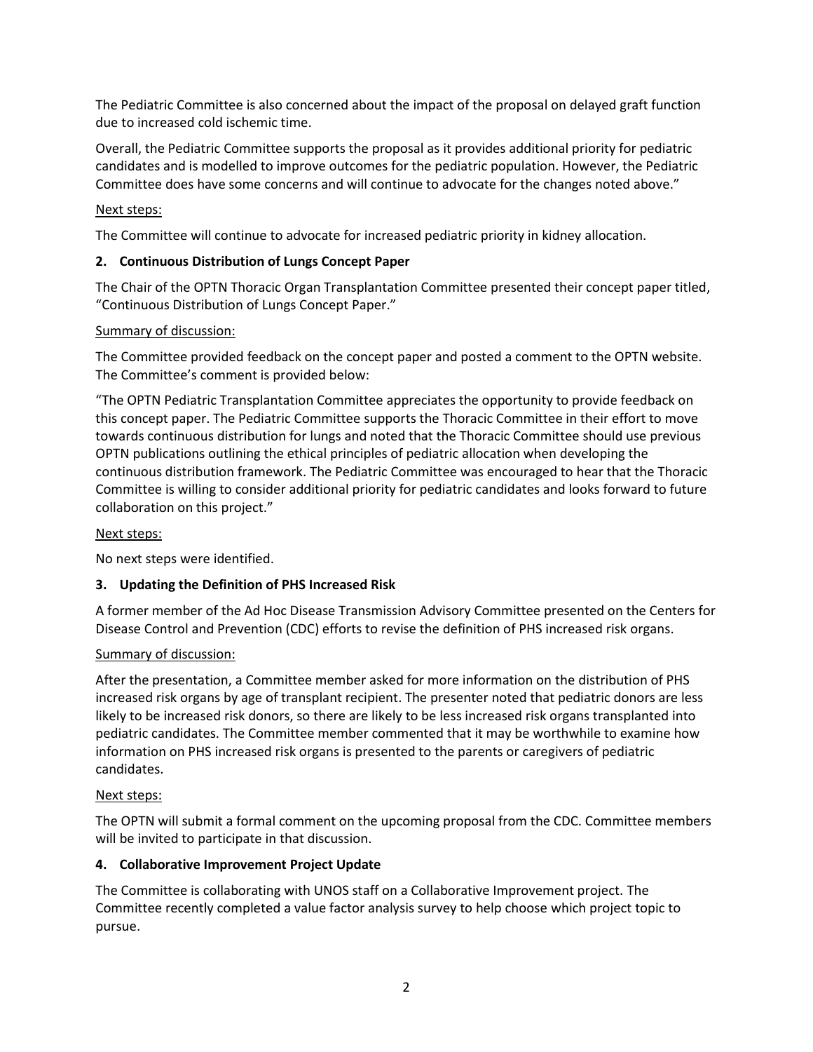The Pediatric Committee is also concerned about the impact of the proposal on delayed graft function due to increased cold ischemic time.

Overall, the Pediatric Committee supports the proposal as it provides additional priority for pediatric candidates and is modelled to improve outcomes for the pediatric population. However, the Pediatric Committee does have some concerns and will continue to advocate for the changes noted above."

Next steps:

The Committee will continue to advocate for increased pediatric priority in kidney allocation.

**2. Continuous Distribution of Lungs Concept Paper**

The Chair of the OPTN Thoracic Organ Transplantation Committee presented their concept paper titled, "Continuous Distribution of Lungs Concept Paper."

Summary of discussion:

The Committee provided feedback on the concept paper and posted a comment to the OPTN website. The Committee's comment is provided below:

"The OPTN Pediatric Transplantation Committee appreciates the opportunity to provide feedback on this concept paper. The Pediatric Committee supports the Thoracic Committee in their effort to move towards continuous distribution for lungs and noted that the Thoracic Committee should use previous OPTN publications outlining the ethical principles of pediatric allocation when developing the continuous distribution framework. The Pediatric Committee was encouraged to hear that the Thoracic Committee is willing to consider additional priority for pediatric candidates and looks forward to future collaboration on this project."

Next steps:

No next steps were identified.

**3. Updating the Definition of PHS Increased Risk**

A former member of the Ad Hoc Disease Transmission Advisory Committee presented on the Centers for Disease Control and Prevention (CDC) efforts to revise the definition of PHS increased risk organs.

Summary of discussion:

After the presentation, a Committee member asked for more information on the distribution of PHS increased risk organs by age of transplant recipient. The presenter noted that pediatric donors are less likely to be increased risk donors, so there are likely to be less increased risk organs transplanted into pediatric candidates. The Committee member commented that it may be worthwhile to examine how information on PHS increased risk organs is presented to the parents or caregivers of pediatric candidates.

Next steps:

The OPTN will submit a formal comment on the upcoming proposal from the CDC. Committee members will be invited to participate in that discussion.

**4. Collaborative Improvement Project Update**

The Committee is collaborating with UNOS staff on a Collaborative Improvement project. The Committee recently completed a value factor analysis survey to help choose which project topic to pursue.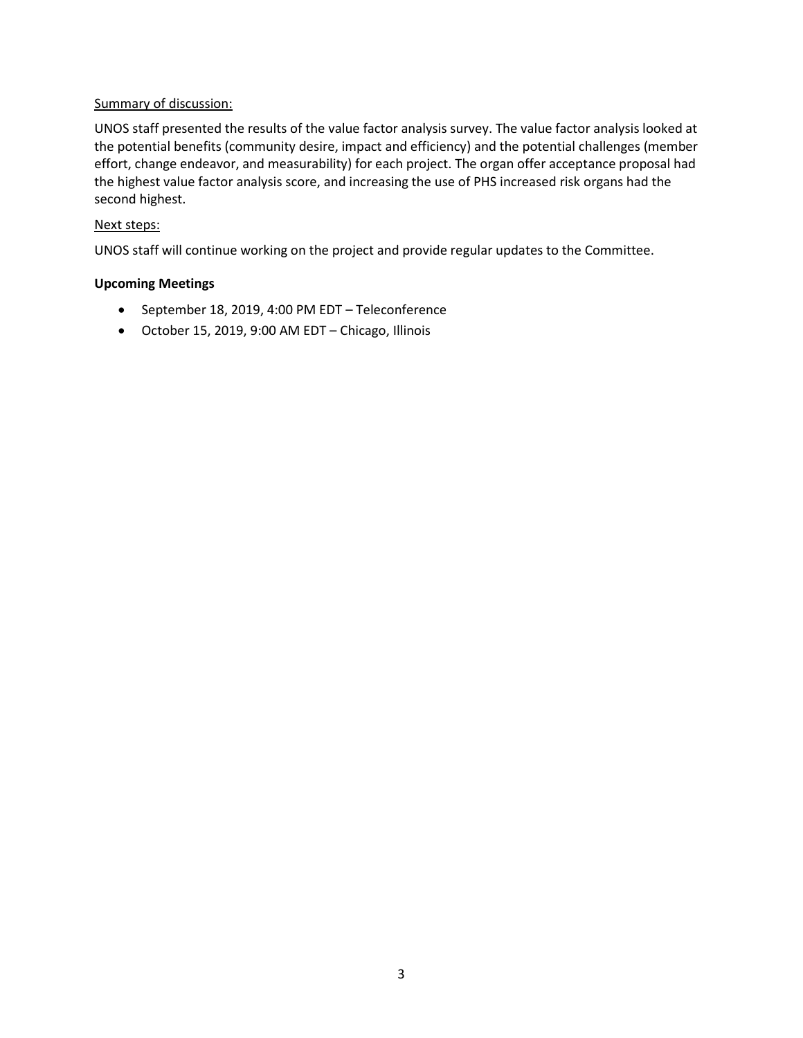<u>Summary of discussion:</u>

UNOS staff presented the results of the value factor analysis survey. The value factor analysis looked at the potential benefits (community desire, impact and efficiency) and the potential challenges (member effort, change endeavor, and measurability) for each project. The organ offer acceptance proposal had the highest value factor analysis score, and increasing the use of PHS increased risk organs had the second highest.

<u>Next steps:</u>

UNOS staff will continue working on the project and provide regular updates to the Committee.

**Upcoming Meetings**

- September 18, 2019, 4:00 PM EDT – Teleconference
- October 15, 2019, 9:00 AM EDT – Chicago, Illinois